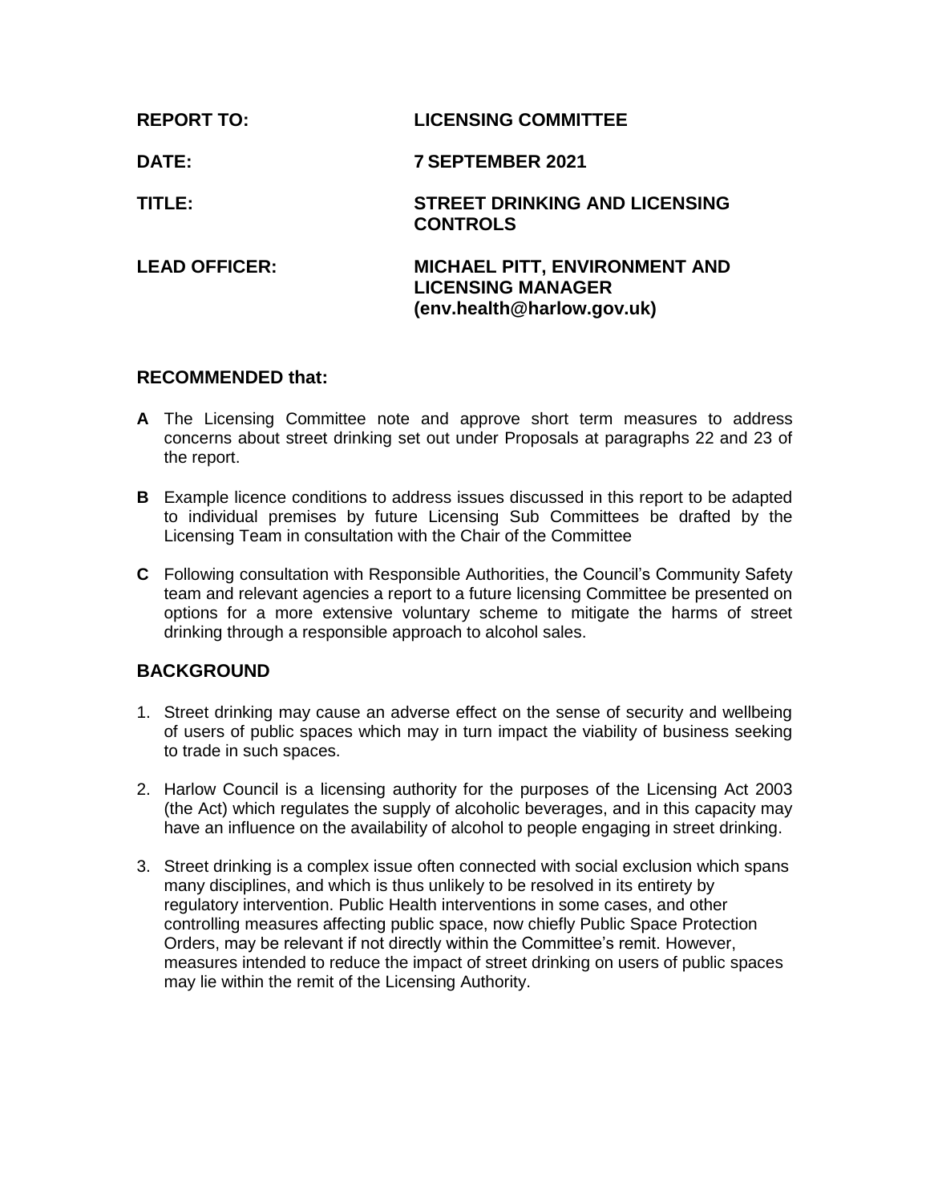**REPORT TO:** LICENSING COMMITTEE

**DATE:** 7 SEPTEMBER 2021

**TITLE:** STREET DRINKING AND LICENSING CONTROLS

**LEAD OFFICER:** MICHAEL PITT, ENVIRONMENT AND LICENSING MANAGER (env.health@harlow.gov.uk)

## RECOMMENDED that:

**A** The Licensing Committee note and approve short term measures to address concerns about street drinking set out under Proposals at paragraphs 22 and 23 of the report.

**B** Example licence conditions to address issues discussed in this report to be adapted to individual premises by future Licensing Sub Committees be drafted by the Licensing Team in consultation with the Chair of the Committee

**C** Following consultation with Responsible Authorities, the Council's Community Safety team and relevant agencies a report to a future licensing Committee be presented on options for a more extensive voluntary scheme to mitigate the harms of street drinking through a responsible approach to alcohol sales.

## BACKGROUND

1. Street drinking may cause an adverse effect on the sense of security and wellbeing of users of public spaces which may in turn impact the viability of business seeking to trade in such spaces.

2. Harlow Council is a licensing authority for the purposes of the Licensing Act 2003 (the Act) which regulates the supply of alcoholic beverages, and in this capacity may have an influence on the availability of alcohol to people engaging in street drinking.

3. Street drinking is a complex issue often connected with social exclusion which spans many disciplines, and which is thus unlikely to be resolved in its entirety by regulatory intervention. Public Health interventions in some cases, and other controlling measures affecting public space, now chiefly Public Space Protection Orders, may be relevant if not directly within the Committee's remit. However, measures intended to reduce the impact of street drinking on users of public spaces may lie within the remit of the Licensing Authority.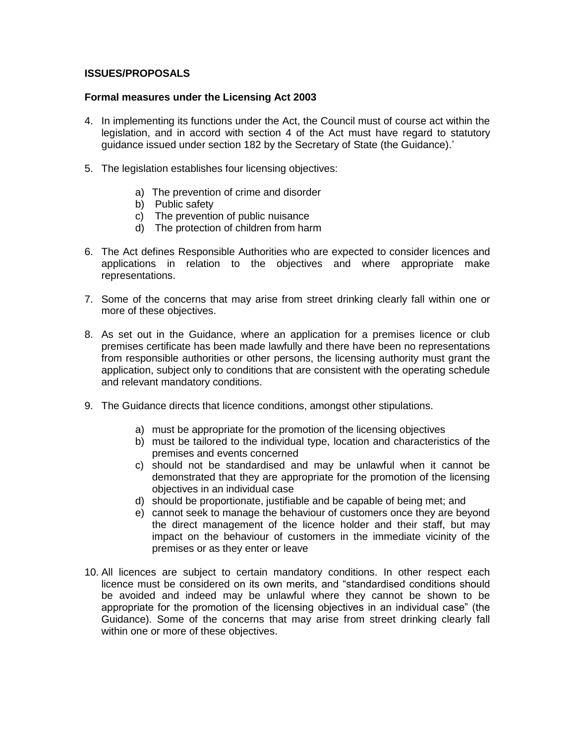**ISSUES/PROPOSALS**

**Formal measures under the Licensing Act 2003**

4. In implementing its functions under the Act, the Council must of course act within the legislation, and in accord with section 4 of the Act must have regard to statutory guidance issued under section 182 by the Secretary of State (the Guidance).'

5. The legislation establishes four licensing objectives:

   a) The prevention of crime and disorder
   b) Public safety
   c) The prevention of public nuisance
   d) The protection of children from harm

6. The Act defines Responsible Authorities who are expected to consider licences and applications in relation to the objectives and where appropriate make representations.

7. Some of the concerns that may arise from street drinking clearly fall within one or more of these objectives.

8. As set out in the Guidance, where an application for a premises licence or club premises certificate has been made lawfully and there have been no representations from responsible authorities or other persons, the licensing authority must grant the application, subject only to conditions that are consistent with the operating schedule and relevant mandatory conditions.

9. The Guidance directs that licence conditions, amongst other stipulations.

   a) must be appropriate for the promotion of the licensing objectives
   b) must be tailored to the individual type, location and characteristics of the premises and events concerned
   c) should not be standardised and may be unlawful when it cannot be demonstrated that they are appropriate for the promotion of the licensing objectives in an individual case
   d) should be proportionate, justifiable and be capable of being met; and
   e) cannot seek to manage the behaviour of customers once they are beyond the direct management of the licence holder and their staff, but may impact on the behaviour of customers in the immediate vicinity of the premises or as they enter or leave

10. All licences are subject to certain mandatory conditions. In other respect each licence must be considered on its own merits, and "standardised conditions should be avoided and indeed may be unlawful where they cannot be shown to be appropriate for the promotion of the licensing objectives in an individual case" (the Guidance). Some of the concerns that may arise from street drinking clearly fall within one or more of these objectives.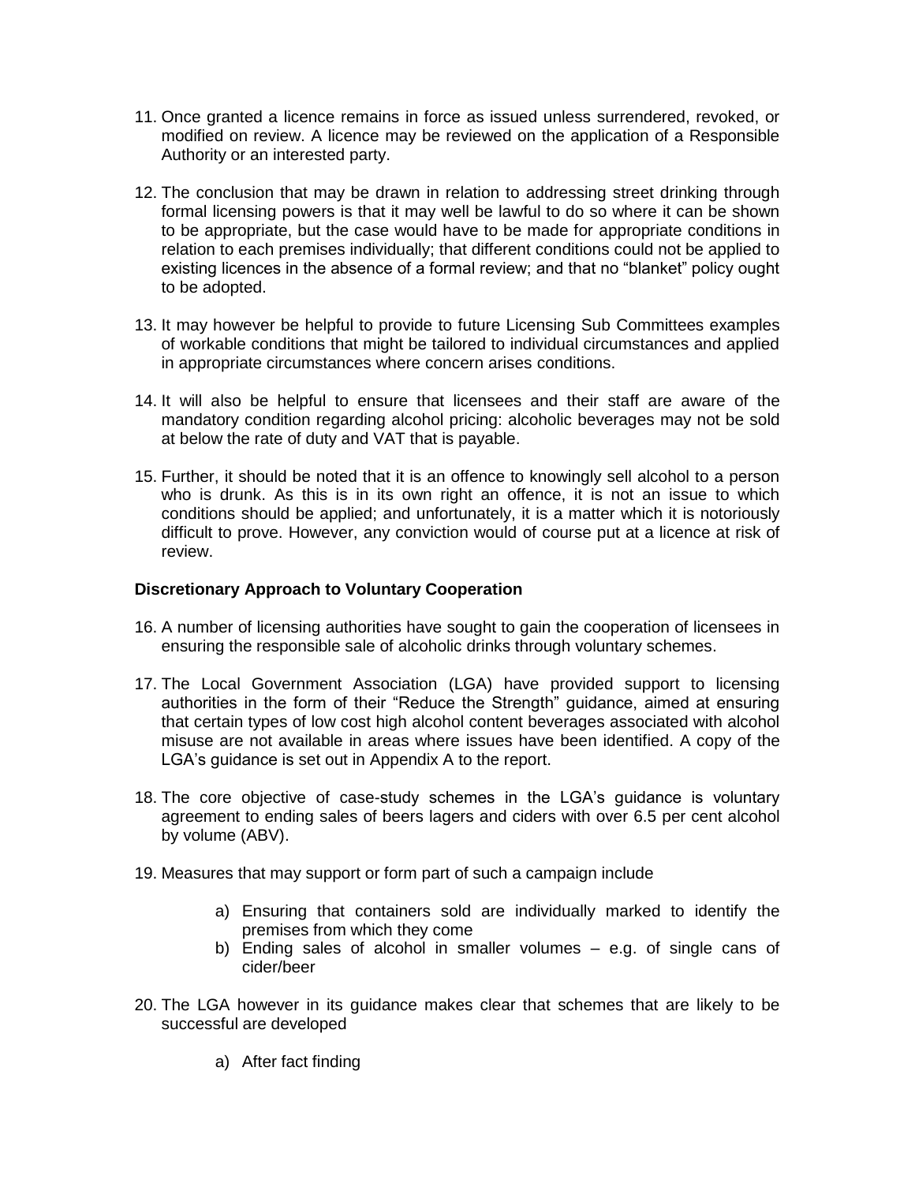11. Once granted a licence remains in force as issued unless surrendered, revoked, or modified on review. A licence may be reviewed on the application of a Responsible Authority or an interested party.

12. The conclusion that may be drawn in relation to addressing street drinking through formal licensing powers is that it may well be lawful to do so where it can be shown to be appropriate, but the case would have to be made for appropriate conditions in relation to each premises individually; that different conditions could not be applied to existing licences in the absence of a formal review; and that no "blanket" policy ought to be adopted.

13. It may however be helpful to provide to future Licensing Sub Committees examples of workable conditions that might be tailored to individual circumstances and applied in appropriate circumstances where concern arises conditions.

14. It will also be helpful to ensure that licensees and their staff are aware of the mandatory condition regarding alcohol pricing: alcoholic beverages may not be sold at below the rate of duty and VAT that is payable.

15. Further, it should be noted that it is an offence to knowingly sell alcohol to a person who is drunk. As this is in its own right an offence, it is not an issue to which conditions should be applied; and unfortunately, it is a matter which it is notoriously difficult to prove. However, any conviction would of course put at a licence at risk of review.

**Discretionary Approach to Voluntary Cooperation**

16. A number of licensing authorities have sought to gain the cooperation of licensees in ensuring the responsible sale of alcoholic drinks through voluntary schemes.

17. The Local Government Association (LGA) have provided support to licensing authorities in the form of their "Reduce the Strength" guidance, aimed at ensuring that certain types of low cost high alcohol content beverages associated with alcohol misuse are not available in areas where issues have been identified. A copy of the LGA's guidance is set out in Appendix A to the report.

18. The core objective of case-study schemes in the LGA's guidance is voluntary agreement to ending sales of beers lagers and ciders with over 6.5 per cent alcohol by volume (ABV).

19. Measures that may support or form part of such a campaign include

    a) Ensuring that containers sold are individually marked to identify the premises from which they come
    b) Ending sales of alcohol in smaller volumes – e.g. of single cans of cider/beer

20. The LGA however in its guidance makes clear that schemes that are likely to be successful are developed

    a) After fact finding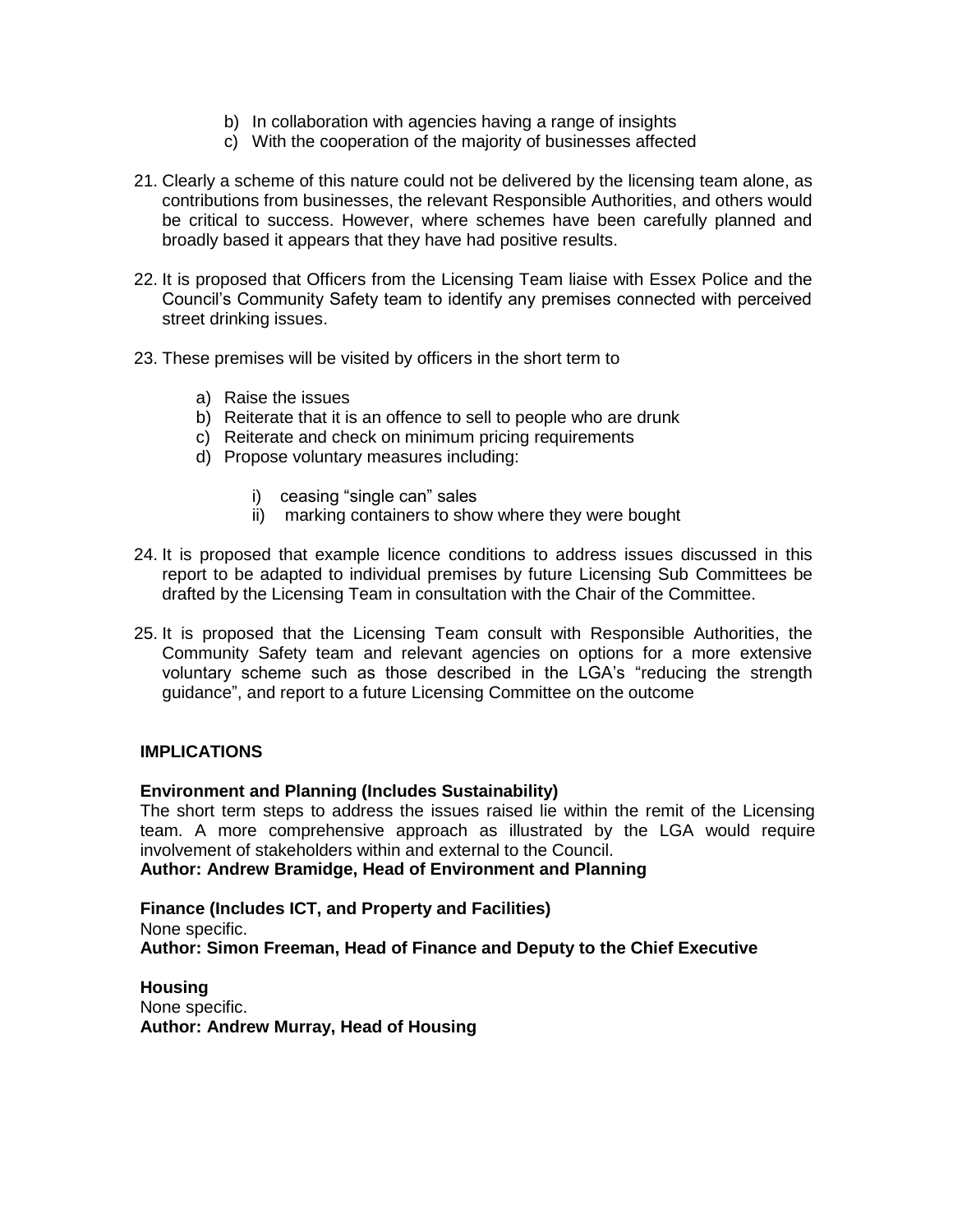b) In collaboration with agencies having a range of insights
c) With the cooperation of the majority of businesses affected

21. Clearly a scheme of this nature could not be delivered by the licensing team alone, as contributions from businesses, the relevant Responsible Authorities, and others would be critical to success. However, where schemes have been carefully planned and broadly based it appears that they have had positive results.

22. It is proposed that Officers from the Licensing Team liaise with Essex Police and the Council's Community Safety team to identify any premises connected with perceived street drinking issues.

23. These premises will be visited by officers in the short term to

    a) Raise the issues
    b) Reiterate that it is an offence to sell to people who are drunk
    c) Reiterate and check on minimum pricing requirements
    d) Propose voluntary measures including:

        i) ceasing "single can" sales
        ii) marking containers to show where they were bought

24. It is proposed that example licence conditions to address issues discussed in this report to be adapted to individual premises by future Licensing Sub Committees be drafted by the Licensing Team in consultation with the Chair of the Committee.

25. It is proposed that the Licensing Team consult with Responsible Authorities, the Community Safety team and relevant agencies on options for a more extensive voluntary scheme such as those described in the LGA's "reducing the strength guidance", and report to a future Licensing Committee on the outcome

## IMPLICATIONS

**Environment and Planning (Includes Sustainability)**

The short term steps to address the issues raised lie within the remit of the Licensing team. A more comprehensive approach as illustrated by the LGA would require involvement of stakeholders within and external to the Council.

**Author: Andrew Bramidge, Head of Environment and Planning**

**Finance (Includes ICT, and Property and Facilities)**

None specific.

**Author: Simon Freeman, Head of Finance and Deputy to the Chief Executive**

**Housing**

None specific.

**Author: Andrew Murray, Head of Housing**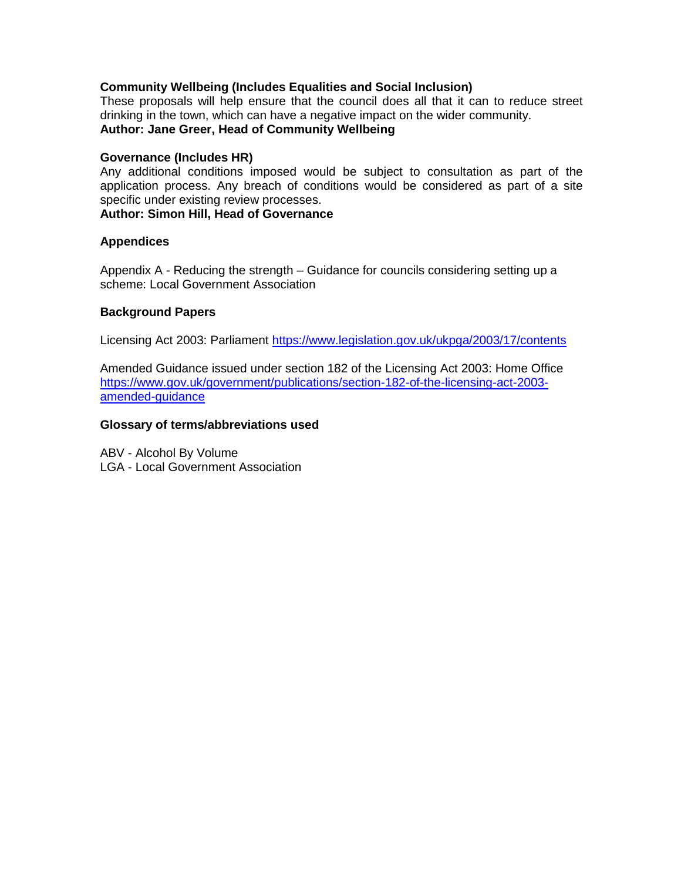**Community Wellbeing (Includes Equalities and Social Inclusion)**
These proposals will help ensure that the council does all that it can to reduce street drinking in the town, which can have a negative impact on the wider community.
**Author: Jane Greer, Head of Community Wellbeing**

**Governance (Includes HR)**
Any additional conditions imposed would be subject to consultation as part of the application process. Any breach of conditions would be considered as part of a site specific under existing review processes.
**Author: Simon Hill, Head of Governance**

**Appendices**

Appendix A - Reducing the strength – Guidance for councils considering setting up a scheme: Local Government Association

**Background Papers**

Licensing Act 2003: Parliament https://www.legislation.gov.uk/ukpga/2003/17/contents

Amended Guidance issued under section 182 of the Licensing Act 2003: Home Office https://www.gov.uk/government/publications/section-182-of-the-licensing-act-2003-amended-guidance

**Glossary of terms/abbreviations used**

ABV - Alcohol By Volume
LGA - Local Government Association